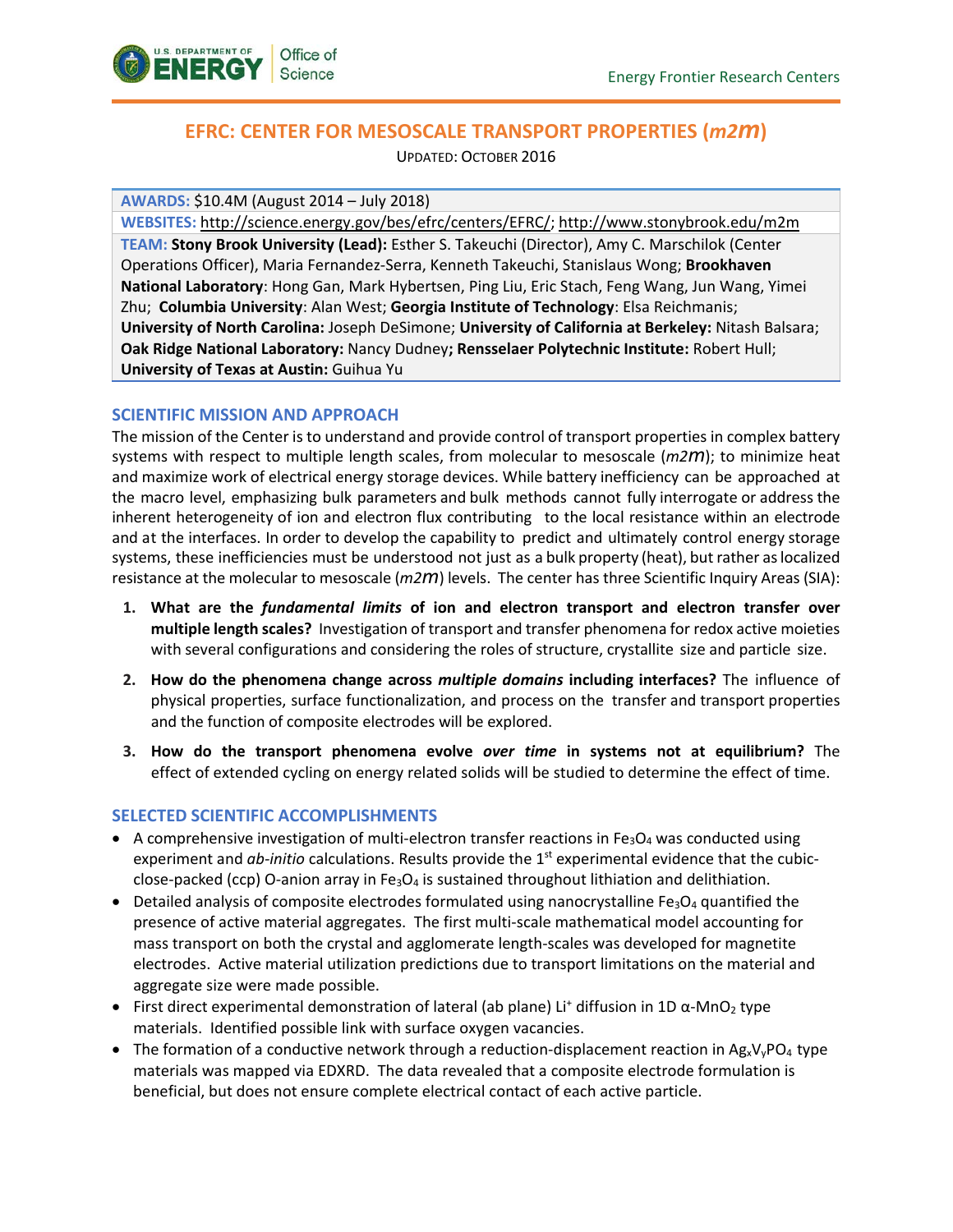# EFRC: CENTER FOR MESOSCALE TRANSPORT PROPERTIES (*m2m*)

UPDATED: OCTOBER 2016

**AWARDS:** $10.4M (August 2014 – July 2018)

**WEBSITES:** http://science.energy.gov/bes/efrc/centers/EFRC/; http://www.stonybrook.edu/m2m

**TEAM:** **Stony Brook University (Lead):** Esther S. Takeuchi (Director), Amy C. Marschilok (Center Operations Officer), Maria Fernandez-Serra, Kenneth Takeuchi, Stanislaus Wong; **Brookhaven National Laboratory**: Hong Gan, Mark Hybertsen, Ping Liu, Eric Stach, Feng Wang, Jun Wang, Yimei Zhu; **Columbia University**: Alan West; **Georgia Institute of Technology**: Elsa Reichmanis; **University of North Carolina:** Joseph DeSimone; **University of California at Berkeley:** Nitash Balsara; **Oak Ridge National Laboratory:** Nancy Dudney**; Rensselaer Polytechnic Institute:** Robert Hull; **University of Texas at Austin:** Guihua Yu

## SCIENTIFIC MISSION AND APPROACH

The mission of the Center is to understand and provide control of transport properties in complex battery systems with respect to multiple length scales, from molecular to mesoscale (*m2m*); to minimize heat and maximize work of electrical energy storage devices. While battery inefficiency can be approached at the macro level, emphasizing bulk parameters and bulk methods cannot fully interrogate or address the inherent heterogeneity of ion and electron flux contributing to the local resistance within an electrode and at the interfaces. In order to develop the capability to predict and ultimately control energy storage systems, these inefficiencies must be understood not just as a bulk property (heat), but rather as localized resistance at the molecular to mesoscale (*m2m*) levels. The center has three Scientific Inquiry Areas (SIA):

1. **What are the *fundamental limits* of ion and electron transport and electron transfer over multiple length scales?** Investigation of transport and transfer phenomena for redox active moieties with several configurations and considering the roles of structure, crystallite size and particle size.
2. **How do the phenomena change across *multiple domains* including interfaces?** The influence of physical properties, surface functionalization, and process on the transfer and transport properties and the function of composite electrodes will be explored.
3. **How do the transport phenomena evolve *over time* in systems not at equilibrium?** The effect of extended cycling on energy related solids will be studied to determine the effect of time.

## SELECTED SCIENTIFIC ACCOMPLISHMENTS

- A comprehensive investigation of multi-electron transfer reactions in $Fe_3O_4$ was conducted using experiment and *ab-initio* calculations. Results provide the 1st experimental evidence that the cubic-close-packed (ccp) O-anion array in $Fe_3O_4$ is sustained throughout lithiation and delithiation.
- Detailed analysis of composite electrodes formulated using nanocrystalline $Fe_3O_4$ quantified the presence of active material aggregates. The first multi-scale mathematical model accounting for mass transport on both the crystal and agglomerate length-scales was developed for magnetite electrodes. Active material utilization predictions due to transport limitations on the material and aggregate size were made possible.
- First direct experimental demonstration of lateral (ab plane) $Li^+$ diffusion in 1D $\alpha$-$MnO_2$ type materials. Identified possible link with surface oxygen vacancies.
- The formation of a conductive network through a reduction-displacement reaction in $Ag_xV_yPO_4$ type materials was mapped via EDXRD. The data revealed that a composite electrode formulation is beneficial, but does not ensure complete electrical contact of each active particle.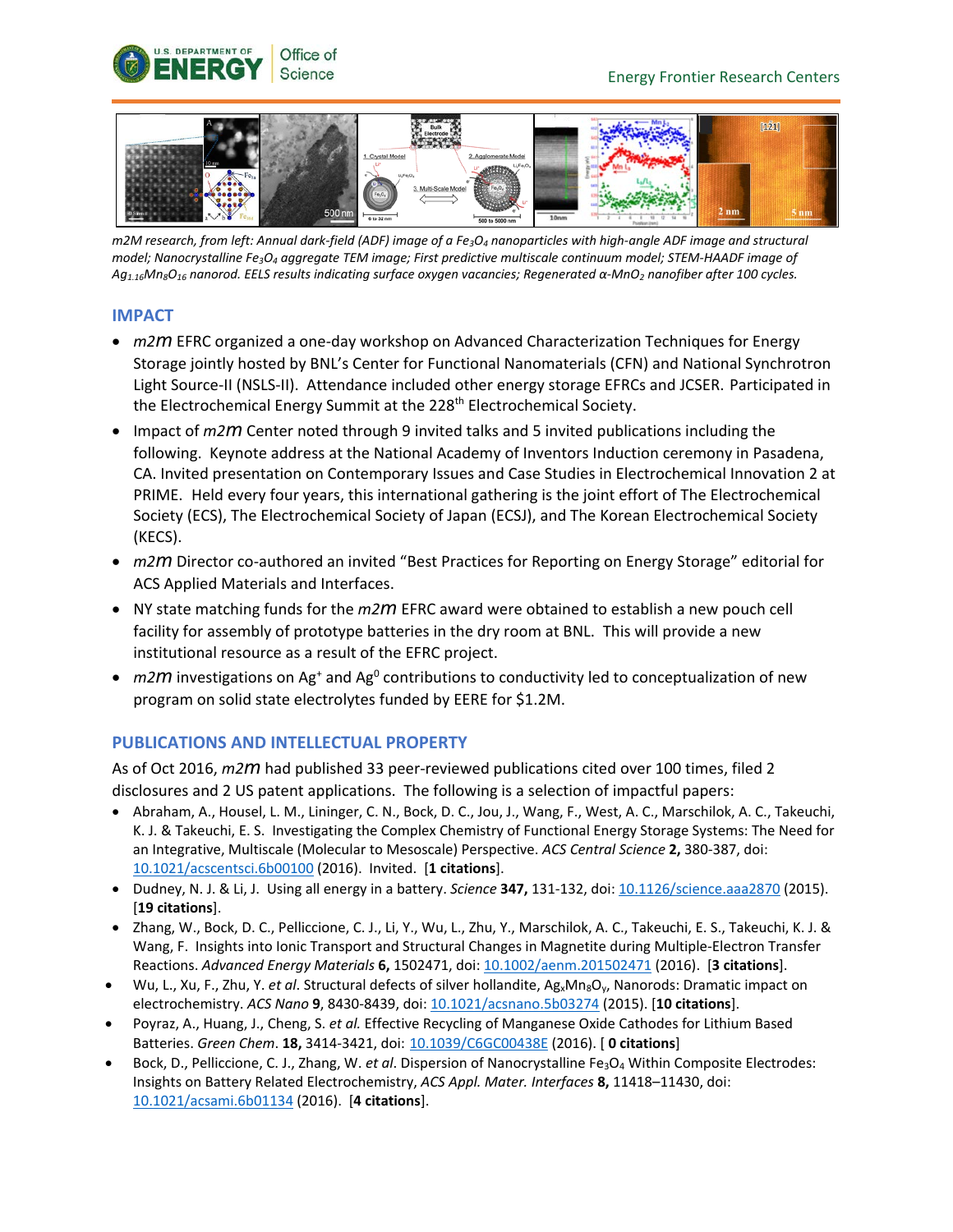*m2M research, from left: Annual dark-field (ADF) image of a $Fe_3O_4$ nanoparticles with high-angle ADF image and structural model; Nanocrystalline $Fe_3O_4$ aggregate TEM image; First predictive multiscale continuum model; STEM-HAADF image of $Ag_{1.16}Mn_8O_{16}$ nanorod. EELS results indicating surface oxygen vacancies; Regenerated α-$MnO_2$ nanofiber after 100 cycles.*

## IMPACT

- *m2m* EFRC organized a one-day workshop on Advanced Characterization Techniques for Energy Storage jointly hosted by BNL's Center for Functional Nanomaterials (CFN) and National Synchrotron Light Source-II (NSLS-II). Attendance included other energy storage EFRCs and JCSER. Participated in the Electrochemical Energy Summit at the 228th Electrochemical Society.
- Impact of *m2m* Center noted through 9 invited talks and 5 invited publications including the following. Keynote address at the National Academy of Inventors Induction ceremony in Pasadena, CA. Invited presentation on Contemporary Issues and Case Studies in Electrochemical Innovation 2 at PRIME. Held every four years, this international gathering is the joint effort of The Electrochemical Society (ECS), The Electrochemical Society of Japan (ECSJ), and The Korean Electrochemical Society (KECS).
- *m2m* Director co-authored an invited "Best Practices for Reporting on Energy Storage" editorial for ACS Applied Materials and Interfaces.
- NY state matching funds for the *m2m* EFRC award were obtained to establish a new pouch cell facility for assembly of prototype batteries in the dry room at BNL. This will provide a new institutional resource as a result of the EFRC project.
- *m2m* investigations on $Ag^+$ and $Ag^0$ contributions to conductivity led to conceptualization of new program on solid state electrolytes funded by EERE for $1.2M.

## PUBLICATIONS AND INTELLECTUAL PROPERTY

As of Oct 2016, *m2m* had published 33 peer-reviewed publications cited over 100 times, filed 2 disclosures and 2 US patent applications. The following is a selection of impactful papers:

- Abraham, A., Housel, L. M., Lininger, C. N., Bock, D. C., Jou, J., Wang, F., West, A. C., Marschilok, A. C., Takeuchi, K. J. & Takeuchi, E. S. Investigating the Complex Chemistry of Functional Energy Storage Systems: The Need for an Integrative, Multiscale (Molecular to Mesoscale) Perspective. *ACS Central Science* **2,** 380-387, doi: 10.1021/acscentsci.6b00100 (2016). Invited. [**1 citations**].
- Dudney, N. J. & Li, J. Using all energy in a battery. *Science* **347,** 131-132, doi: 10.1126/science.aaa2870 (2015). [**19 citations**].
- Zhang, W., Bock, D. C., Pelliccione, C. J., Li, Y., Wu, L., Zhu, Y., Marschilok, A. C., Takeuchi, E. S., Takeuchi, K. J. & Wang, F. Insights into Ionic Transport and Structural Changes in Magnetite during Multiple-Electron Transfer Reactions. *Advanced Energy Materials* **6,** 1502471, doi: 10.1002/aenm.201502471 (2016). [**3 citations**].
- Wu, L., Xu, F., Zhu, Y. *et al*. Structural defects of silver hollandite, $Ag_xMn_8O_y$, Nanorods: Dramatic impact on electrochemistry. *ACS Nano* **9**, 8430-8439, doi: 10.1021/acsnano.5b03274 (2015). [**10 citations**].
- Poyraz, A., Huang, J., Cheng, S. *et al.* Effective Recycling of Manganese Oxide Cathodes for Lithium Based Batteries. *Green Chem*. **18,** 3414-3421, doi: 10.1039/C6GC00438E (2016). [ **0 citations**]
- Bock, D., Pelliccione, C. J., Zhang, W. *et al*. Dispersion of Nanocrystalline $Fe_3O_4$ Within Composite Electrodes: Insights on Battery Related Electrochemistry, *ACS Appl. Mater. Interfaces* **8,** 11418–11430, doi: 10.1021/acsami.6b01134 (2016). [**4 citations**].